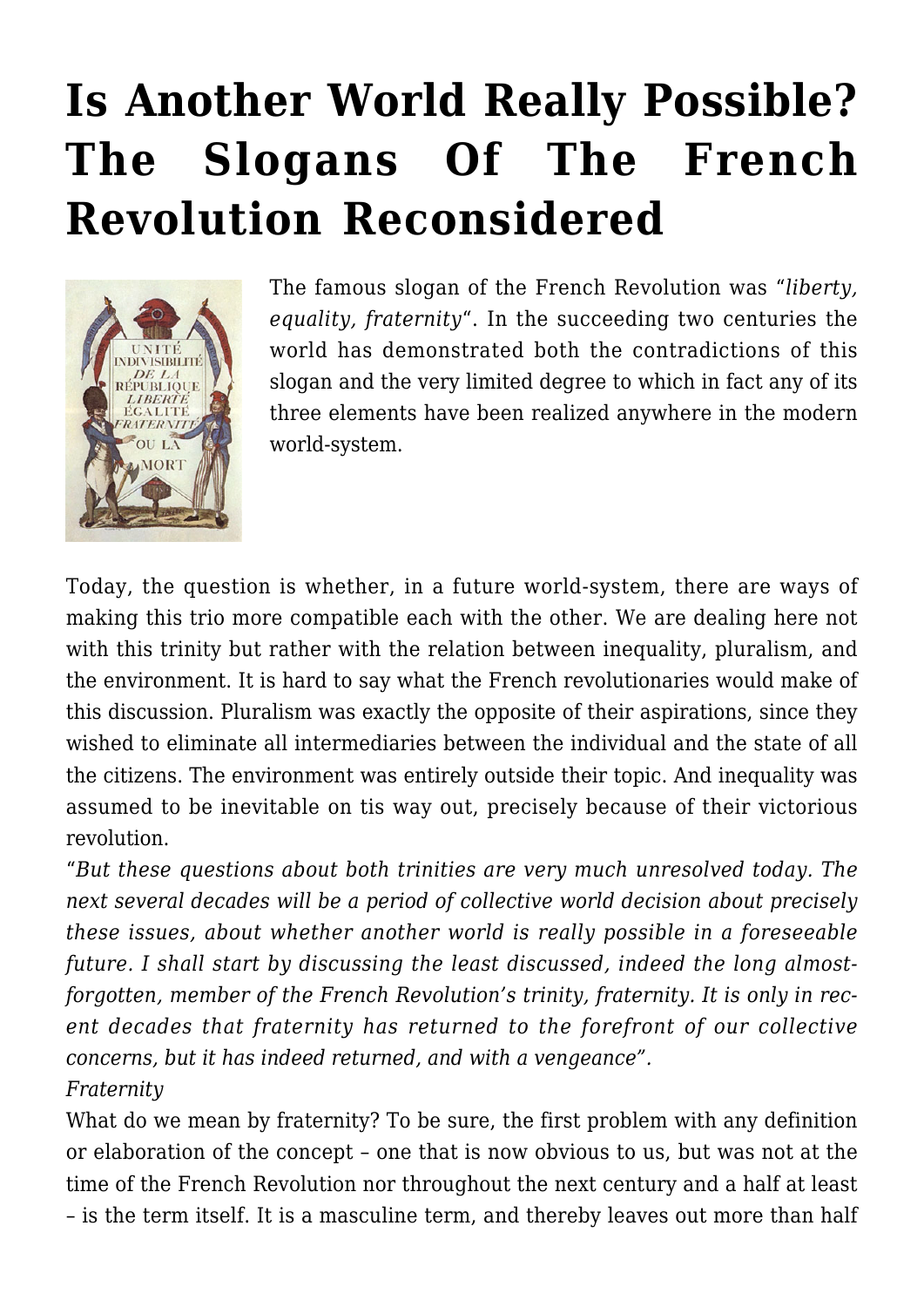# Is Another World Really Possible? The Slogans Of The French Revolution Reconsidered

The famous slogan of the French Revolution was "*liberty, equality, fraternity*". In the succeeding two centuries the world has demonstrated both the contradictions of this slogan and the very limited degree to which in fact any of its three elements have been realized anywhere in the modern world-system.

Today, the question is whether, in a future world-system, there are ways of making this trio more compatible each with the other. We are dealing here not with this trinity but rather with the relation between inequality, pluralism, and the environment. It is hard to say what the French revolutionaries would make of this discussion. Pluralism was exactly the opposite of their aspirations, since they wished to eliminate all intermediaries between the individual and the state of all the citizens. The environment was entirely outside their topic. And inequality was assumed to be inevitable on tis way out, precisely because of their victorious revolution.

"*But these questions about both trinities are very much unresolved today. The next several decades will be a period of collective world decision about precisely these issues, about whether another world is really possible in a foreseeable future. I shall start by discussing the least discussed, indeed the long almost-forgotten, member of the French Revolution's trinity, fraternity. It is only in recent decades that fraternity has returned to the forefront of our collective concerns, but it has indeed returned, and with a vengeance*".

*Fraternity*

What do we mean by fraternity? To be sure, the first problem with any definition or elaboration of the concept – one that is now obvious to us, but was not at the time of the French Revolution nor throughout the next century and a half at least – is the term itself. It is a masculine term, and thereby leaves out more than half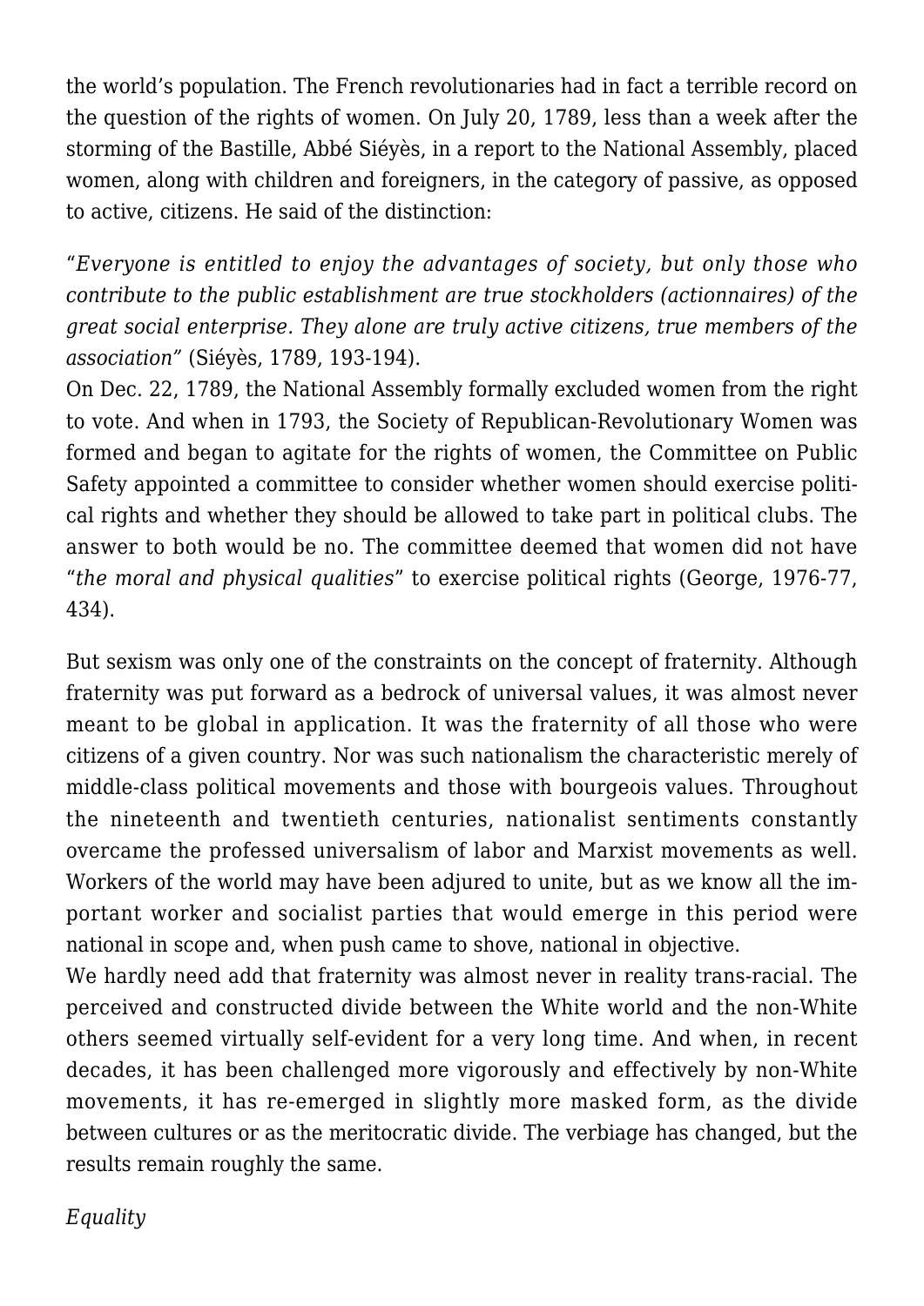the world's population. The French revolutionaries had in fact a terrible record on the question of the rights of women. On July 20, 1789, less than a week after the storming of the Bastille, Abbé Siéyès, in a report to the National Assembly, placed women, along with children and foreigners, in the category of passive, as opposed to active, citizens. He said of the distinction:

"*Everyone is entitled to enjoy the advantages of society, but only those who contribute to the public establishment are true stockholders (actionnaires) of the great social enterprise. They alone are truly active citizens, true members of the association*" (Siéyès, 1789, 193-194).

On Dec. 22, 1789, the National Assembly formally excluded women from the right to vote. And when in 1793, the Society of Republican-Revolutionary Women was formed and began to agitate for the rights of women, the Committee on Public Safety appointed a committee to consider whether women should exercise political rights and whether they should be allowed to take part in political clubs. The answer to both would be no. The committee deemed that women did not have "*the moral and physical qualities*" to exercise political rights (George, 1976-77, 434).

But sexism was only one of the constraints on the concept of fraternity. Although fraternity was put forward as a bedrock of universal values, it was almost never meant to be global in application. It was the fraternity of all those who were citizens of a given country. Nor was such nationalism the characteristic merely of middle-class political movements and those with bourgeois values. Throughout the nineteenth and twentieth centuries, nationalist sentiments constantly overcame the professed universalism of labor and Marxist movements as well. Workers of the world may have been adjured to unite, but as we know all the important worker and socialist parties that would emerge in this period were national in scope and, when push came to shove, national in objective.

We hardly need add that fraternity was almost never in reality trans-racial. The perceived and constructed divide between the White world and the non-White others seemed virtually self-evident for a very long time. And when, in recent decades, it has been challenged more vigorously and effectively by non-White movements, it has re-emerged in slightly more masked form, as the divide between cultures or as the meritocratic divide. The verbiage has changed, but the results remain roughly the same.

*Equality*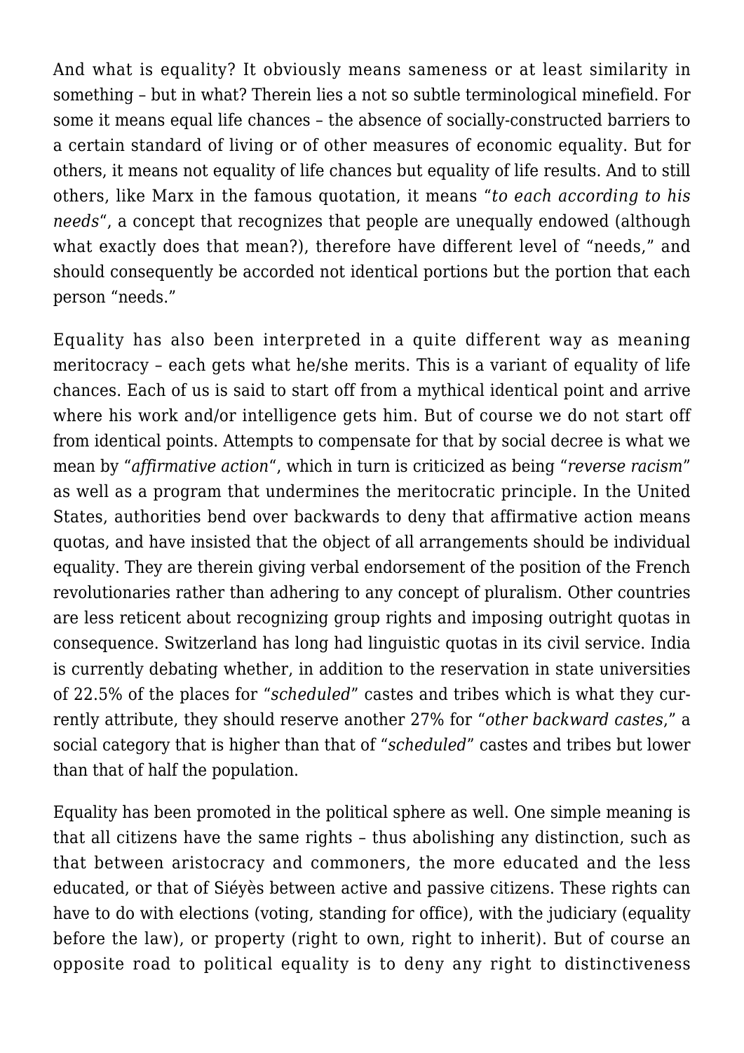And what is equality? It obviously means sameness or at least similarity in something – but in what? Therein lies a not so subtle terminological minefield. For some it means equal life chances – the absence of socially-constructed barriers to a certain standard of living or of other measures of economic equality. But for others, it means not equality of life chances but equality of life results. And to still others, like Marx in the famous quotation, it means "*to each according to his needs*", a concept that recognizes that people are unequally endowed (although what exactly does that mean?), therefore have different level of "needs," and should consequently be accorded not identical portions but the portion that each person "needs."

Equality has also been interpreted in a quite different way as meaning meritocracy – each gets what he/she merits. This is a variant of equality of life chances. Each of us is said to start off from a mythical identical point and arrive where his work and/or intelligence gets him. But of course we do not start off from identical points. Attempts to compensate for that by social decree is what we mean by "*affirmative action*", which in turn is criticized as being "*reverse racism*" as well as a program that undermines the meritocratic principle. In the United States, authorities bend over backwards to deny that affirmative action means quotas, and have insisted that the object of all arrangements should be individual equality. They are therein giving verbal endorsement of the position of the French revolutionaries rather than adhering to any concept of pluralism. Other countries are less reticent about recognizing group rights and imposing outright quotas in consequence. Switzerland has long had linguistic quotas in its civil service. India is currently debating whether, in addition to the reservation in state universities of 22.5% of the places for "*scheduled*" castes and tribes which is what they currently attribute, they should reserve another 27% for "*other backward castes*," a social category that is higher than that of "*scheduled*" castes and tribes but lower than that of half the population.

Equality has been promoted in the political sphere as well. One simple meaning is that all citizens have the same rights – thus abolishing any distinction, such as that between aristocracy and commoners, the more educated and the less educated, or that of Siéyès between active and passive citizens. These rights can have to do with elections (voting, standing for office), with the judiciary (equality before the law), or property (right to own, right to inherit). But of course an opposite road to political equality is to deny any right to distinctiveness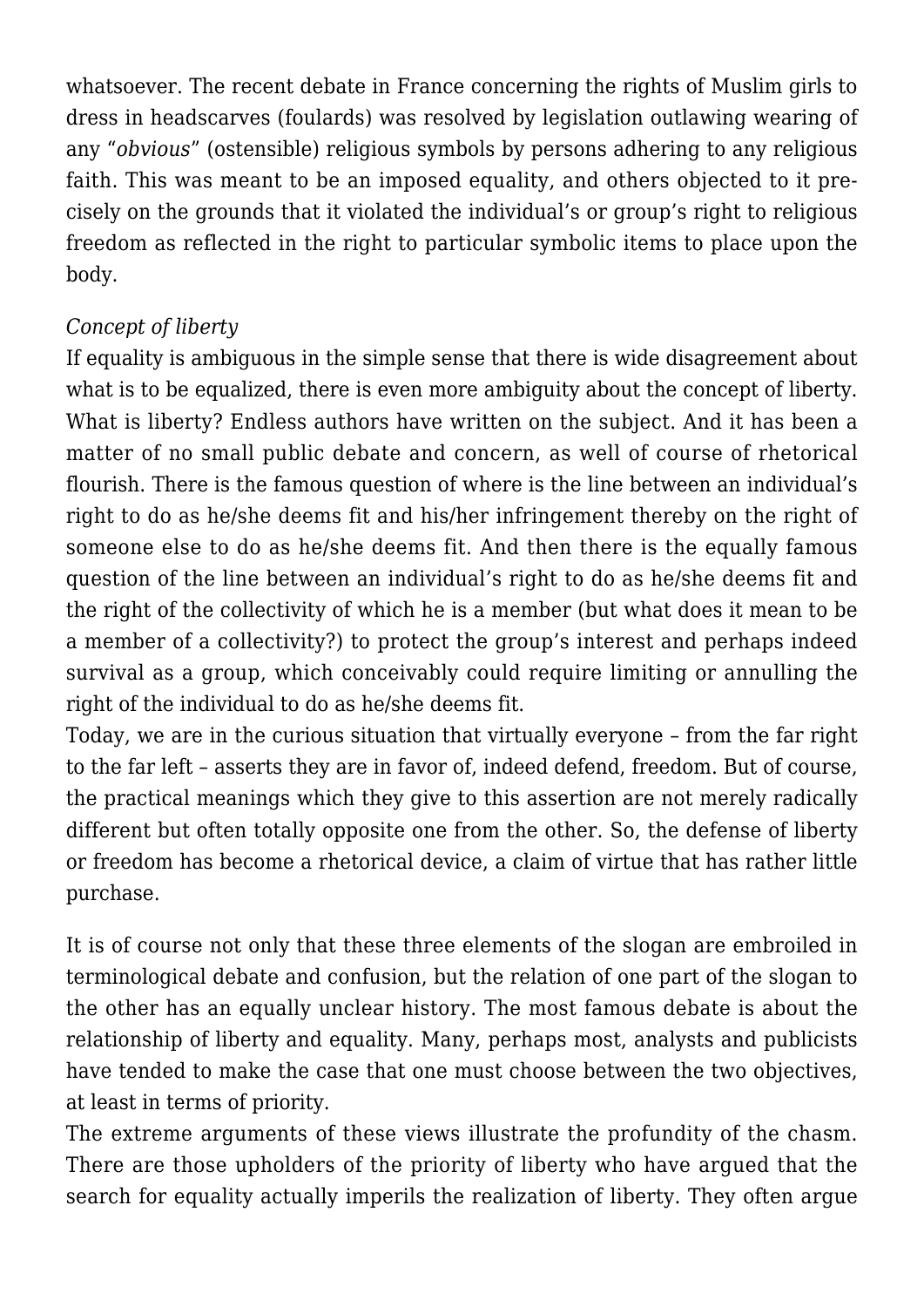whatsoever. The recent debate in France concerning the rights of Muslim girls to dress in headscarves (foulards) was resolved by legislation outlawing wearing of any "*obvious*" (ostensible) religious symbols by persons adhering to any religious faith. This was meant to be an imposed equality, and others objected to it precisely on the grounds that it violated the individual's or group's right to religious freedom as reflected in the right to particular symbolic items to place upon the body.

*Concept of liberty*

If equality is ambiguous in the simple sense that there is wide disagreement about what is to be equalized, there is even more ambiguity about the concept of liberty. What is liberty? Endless authors have written on the subject. And it has been a matter of no small public debate and concern, as well of course of rhetorical flourish. There is the famous question of where is the line between an individual's right to do as he/she deems fit and his/her infringement thereby on the right of someone else to do as he/she deems fit. And then there is the equally famous question of the line between an individual's right to do as he/she deems fit and the right of the collectivity of which he is a member (but what does it mean to be a member of a collectivity?) to protect the group's interest and perhaps indeed survival as a group, which conceivably could require limiting or annulling the right of the individual to do as he/she deems fit.

Today, we are in the curious situation that virtually everyone – from the far right to the far left – asserts they are in favor of, indeed defend, freedom. But of course, the practical meanings which they give to this assertion are not merely radically different but often totally opposite one from the other. So, the defense of liberty or freedom has become a rhetorical device, a claim of virtue that has rather little purchase.

It is of course not only that these three elements of the slogan are embroiled in terminological debate and confusion, but the relation of one part of the slogan to the other has an equally unclear history. The most famous debate is about the relationship of liberty and equality. Many, perhaps most, analysts and publicists have tended to make the case that one must choose between the two objectives, at least in terms of priority.

The extreme arguments of these views illustrate the profundity of the chasm. There are those upholders of the priority of liberty who have argued that the search for equality actually imperils the realization of liberty. They often argue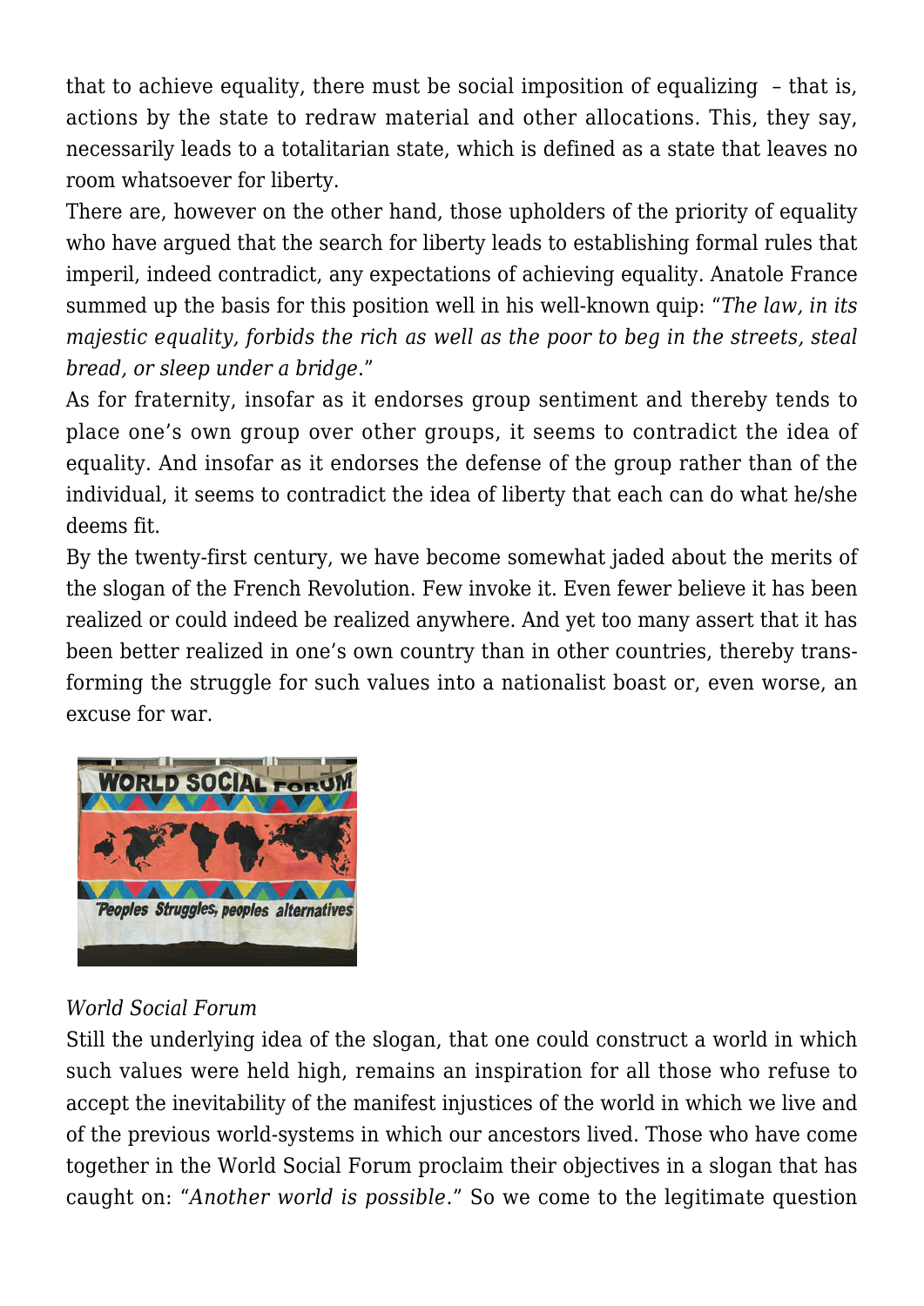that to achieve equality, there must be social imposition of equalizing – that is, actions by the state to redraw material and other allocations. This, they say, necessarily leads to a totalitarian state, which is defined as a state that leaves no room whatsoever for liberty.

There are, however on the other hand, those upholders of the priority of equality who have argued that the search for liberty leads to establishing formal rules that imperil, indeed contradict, any expectations of achieving equality. Anatole France summed up the basis for this position well in his well-known quip: "*The law, in its majestic equality, forbids the rich as well as the poor to beg in the streets, steal bread, or sleep under a bridge*."

As for fraternity, insofar as it endorses group sentiment and thereby tends to place one's own group over other groups, it seems to contradict the idea of equality. And insofar as it endorses the defense of the group rather than of the individual, it seems to contradict the idea of liberty that each can do what he/she deems fit.

By the twenty-first century, we have become somewhat jaded about the merits of the slogan of the French Revolution. Few invoke it. Even fewer believe it has been realized or could indeed be realized anywhere. And yet too many assert that it has been better realized in one's own country than in other countries, thereby transforming the struggle for such values into a nationalist boast or, even worse, an excuse for war.

*World Social Forum*

Still the underlying idea of the slogan, that one could construct a world in which such values were held high, remains an inspiration for all those who refuse to accept the inevitability of the manifest injustices of the world in which we live and of the previous world-systems in which our ancestors lived. Those who have come together in the World Social Forum proclaim their objectives in a slogan that has caught on: "*Another world is possible*." So we come to the legitimate question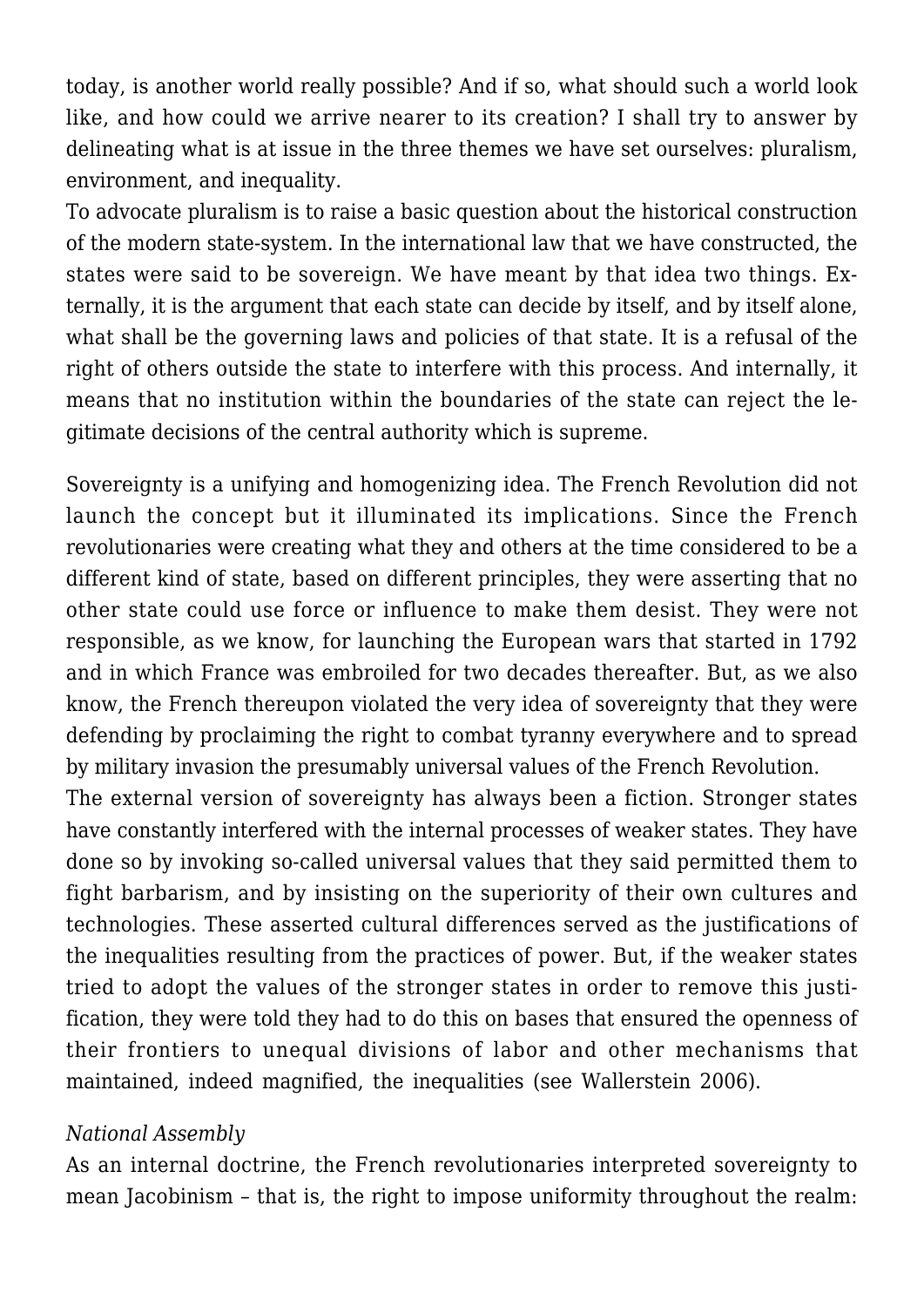today, is another world really possible? And if so, what should such a world look like, and how could we arrive nearer to its creation? I shall try to answer by delineating what is at issue in the three themes we have set ourselves: pluralism, environment, and inequality.

To advocate pluralism is to raise a basic question about the historical construction of the modern state-system. In the international law that we have constructed, the states were said to be sovereign. We have meant by that idea two things. Externally, it is the argument that each state can decide by itself, and by itself alone, what shall be the governing laws and policies of that state. It is a refusal of the right of others outside the state to interfere with this process. And internally, it means that no institution within the boundaries of the state can reject the legitimate decisions of the central authority which is supreme.

Sovereignty is a unifying and homogenizing idea. The French Revolution did not launch the concept but it illuminated its implications. Since the French revolutionaries were creating what they and others at the time considered to be a different kind of state, based on different principles, they were asserting that no other state could use force or influence to make them desist. They were not responsible, as we know, for launching the European wars that started in 1792 and in which France was embroiled for two decades thereafter. But, as we also know, the French thereupon violated the very idea of sovereignty that they were defending by proclaiming the right to combat tyranny everywhere and to spread by military invasion the presumably universal values of the French Revolution.

The external version of sovereignty has always been a fiction. Stronger states have constantly interfered with the internal processes of weaker states. They have done so by invoking so-called universal values that they said permitted them to fight barbarism, and by insisting on the superiority of their own cultures and technologies. These asserted cultural differences served as the justifications of the inequalities resulting from the practices of power. But, if the weaker states tried to adopt the values of the stronger states in order to remove this justification, they were told they had to do this on bases that ensured the openness of their frontiers to unequal divisions of labor and other mechanisms that maintained, indeed magnified, the inequalities (see Wallerstein 2006).

*National Assembly*

As an internal doctrine, the French revolutionaries interpreted sovereignty to mean Jacobinism – that is, the right to impose uniformity throughout the realm: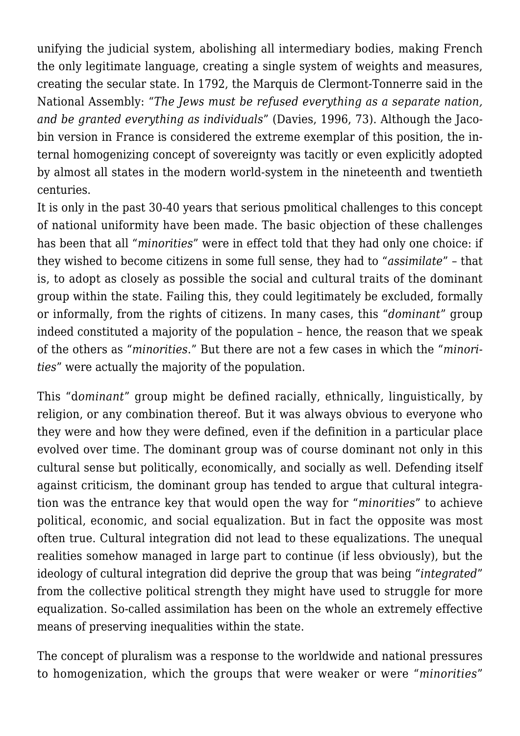unifying the judicial system, abolishing all intermediary bodies, making French the only legitimate language, creating a single system of weights and measures, creating the secular state. In 1792, the Marquis de Clermont-Tonnerre said in the National Assembly: "*The Jews must be refused everything as a separate nation, and be granted everything as individuals*" (Davies, 1996, 73). Although the Jacobin version in France is considered the extreme exemplar of this position, the internal homogenizing concept of sovereignty was tacitly or even explicitly adopted by almost all states in the modern world-system in the nineteenth and twentieth centuries.

It is only in the past 30-40 years that serious pmolitical challenges to this concept of national uniformity have been made. The basic objection of these challenges has been that all "*minorities*" were in effect told that they had only one choice: if they wished to become citizens in some full sense, they had to "*assimilate*" – that is, to adopt as closely as possible the social and cultural traits of the dominant group within the state. Failing this, they could legitimately be excluded, formally or informally, from the rights of citizens. In many cases, this "*dominant*" group indeed constituted a majority of the population – hence, the reason that we speak of the others as "*minorities*." But there are not a few cases in which the "*minorities*" were actually the majority of the population.

This "d*ominant*" group might be defined racially, ethnically, linguistically, by religion, or any combination thereof. But it was always obvious to everyone who they were and how they were defined, even if the definition in a particular place evolved over time. The dominant group was of course dominant not only in this cultural sense but politically, economically, and socially as well. Defending itself against criticism, the dominant group has tended to argue that cultural integration was the entrance key that would open the way for "*minorities*" to achieve political, economic, and social equalization. But in fact the opposite was most often true. Cultural integration did not lead to these equalizations. The unequal realities somehow managed in large part to continue (if less obviously), but the ideology of cultural integration did deprive the group that was being "*integrated*" from the collective political strength they might have used to struggle for more equalization. So-called assimilation has been on the whole an extremely effective means of preserving inequalities within the state.

The concept of pluralism was a response to the worldwide and national pressures to homogenization, which the groups that were weaker or were "*minorities*"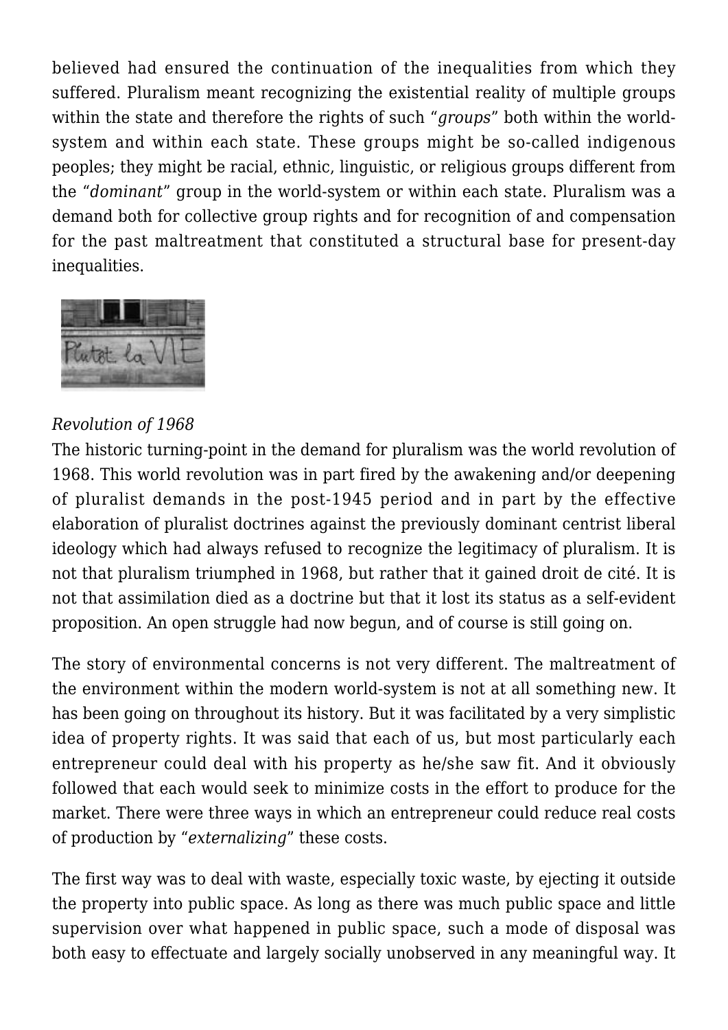believed had ensured the continuation of the inequalities from which they suffered. Pluralism meant recognizing the existential reality of multiple groups within the state and therefore the rights of such "*groups*" both within the world-system and within each state. These groups might be so-called indigenous peoples; they might be racial, ethnic, linguistic, or religious groups different from the "*dominant*" group in the world-system or within each state. Pluralism was a demand both for collective group rights and for recognition of and compensation for the past maltreatment that constituted a structural base for present-day inequalities.

*Revolution of 1968*

The historic turning-point in the demand for pluralism was the world revolution of 1968. This world revolution was in part fired by the awakening and/or deepening of pluralist demands in the post-1945 period and in part by the effective elaboration of pluralist doctrines against the previously dominant centrist liberal ideology which had always refused to recognize the legitimacy of pluralism. It is not that pluralism triumphed in 1968, but rather that it gained droit de cité. It is not that assimilation died as a doctrine but that it lost its status as a self-evident proposition. An open struggle had now begun, and of course is still going on.

The story of environmental concerns is not very different. The maltreatment of the environment within the modern world-system is not at all something new. It has been going on throughout its history. But it was facilitated by a very simplistic idea of property rights. It was said that each of us, but most particularly each entrepreneur could deal with his property as he/she saw fit. And it obviously followed that each would seek to minimize costs in the effort to produce for the market. There were three ways in which an entrepreneur could reduce real costs of production by "*externalizing*" these costs.

The first way was to deal with waste, especially toxic waste, by ejecting it outside the property into public space. As long as there was much public space and little supervision over what happened in public space, such a mode of disposal was both easy to effectuate and largely socially unobserved in any meaningful way. It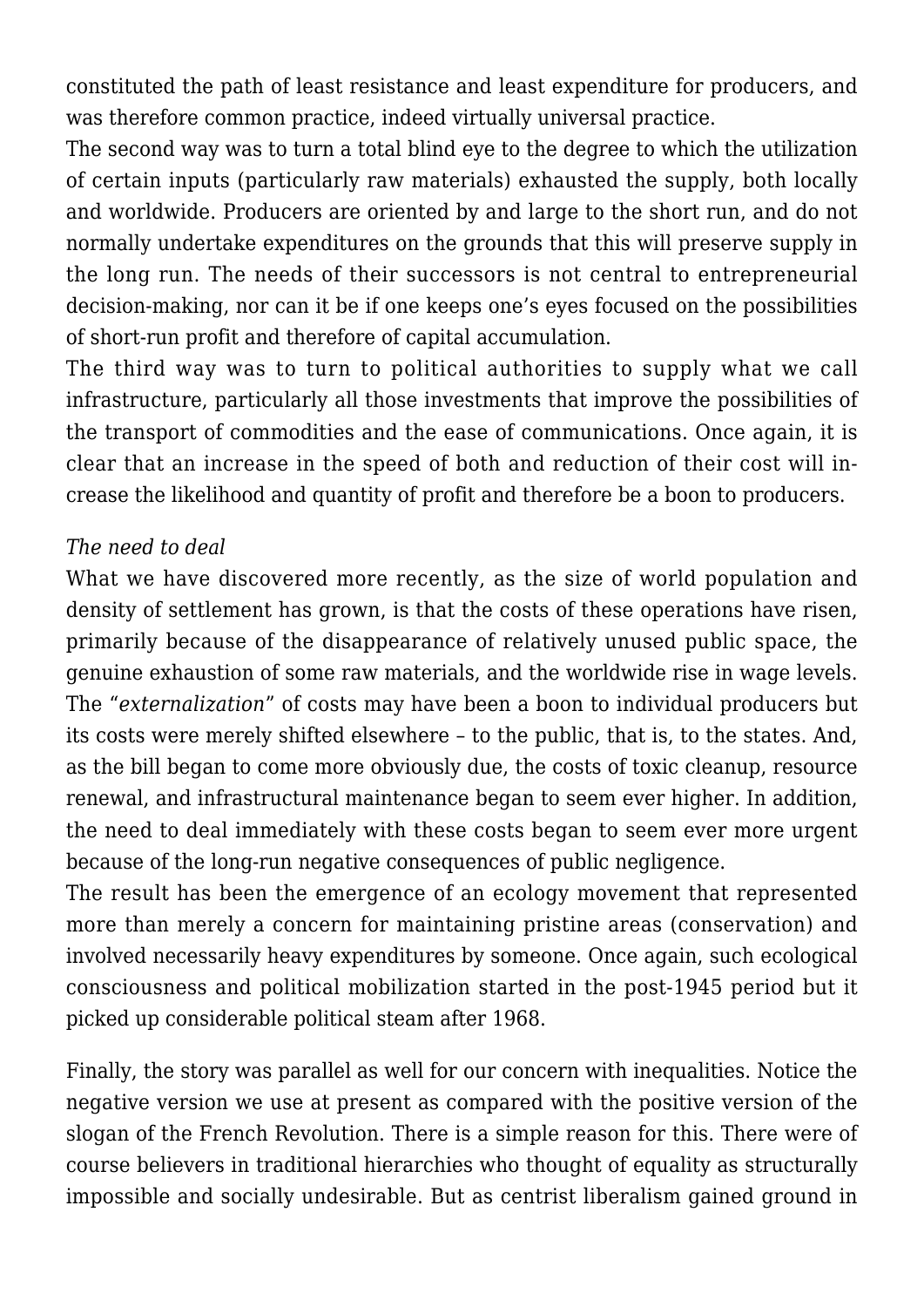constituted the path of least resistance and least expenditure for producers, and was therefore common practice, indeed virtually universal practice.

The second way was to turn a total blind eye to the degree to which the utilization of certain inputs (particularly raw materials) exhausted the supply, both locally and worldwide. Producers are oriented by and large to the short run, and do not normally undertake expenditures on the grounds that this will preserve supply in the long run. The needs of their successors is not central to entrepreneurial decision-making, nor can it be if one keeps one's eyes focused on the possibilities of short-run profit and therefore of capital accumulation.

The third way was to turn to political authorities to supply what we call infrastructure, particularly all those investments that improve the possibilities of the transport of commodities and the ease of communications. Once again, it is clear that an increase in the speed of both and reduction of their cost will increase the likelihood and quantity of profit and therefore be a boon to producers.

*The need to deal*

What we have discovered more recently, as the size of world population and density of settlement has grown, is that the costs of these operations have risen, primarily because of the disappearance of relatively unused public space, the genuine exhaustion of some raw materials, and the worldwide rise in wage levels. The "*externalization*" of costs may have been a boon to individual producers but its costs were merely shifted elsewhere – to the public, that is, to the states. And, as the bill began to come more obviously due, the costs of toxic cleanup, resource renewal, and infrastructural maintenance began to seem ever higher. In addition, the need to deal immediately with these costs began to seem ever more urgent because of the long-run negative consequences of public negligence.

The result has been the emergence of an ecology movement that represented more than merely a concern for maintaining pristine areas (conservation) and involved necessarily heavy expenditures by someone. Once again, such ecological consciousness and political mobilization started in the post-1945 period but it picked up considerable political steam after 1968.

Finally, the story was parallel as well for our concern with inequalities. Notice the negative version we use at present as compared with the positive version of the slogan of the French Revolution. There is a simple reason for this. There were of course believers in traditional hierarchies who thought of equality as structurally impossible and socially undesirable. But as centrist liberalism gained ground in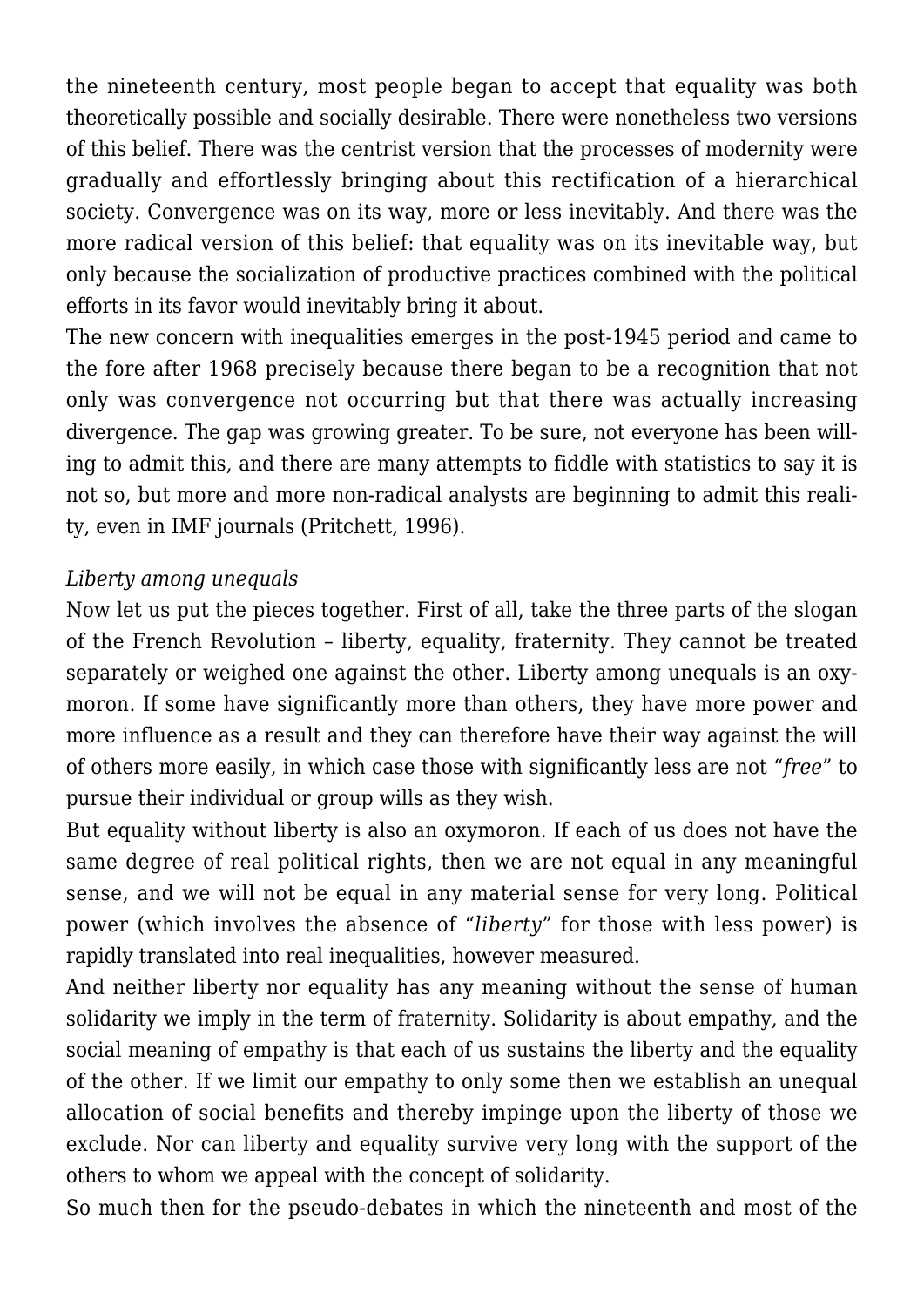the nineteenth century, most people began to accept that equality was both theoretically possible and socially desirable. There were nonetheless two versions of this belief. There was the centrist version that the processes of modernity were gradually and effortlessly bringing about this rectification of a hierarchical society. Convergence was on its way, more or less inevitably. And there was the more radical version of this belief: that equality was on its inevitable way, but only because the socialization of productive practices combined with the political efforts in its favor would inevitably bring it about.

The new concern with inequalities emerges in the post-1945 period and came to the fore after 1968 precisely because there began to be a recognition that not only was convergence not occurring but that there was actually increasing divergence. The gap was growing greater. To be sure, not everyone has been willing to admit this, and there are many attempts to fiddle with statistics to say it is not so, but more and more non-radical analysts are beginning to admit this reality, even in IMF journals (Pritchett, 1996).

*Liberty among unequals*

Now let us put the pieces together. First of all, take the three parts of the slogan of the French Revolution – liberty, equality, fraternity. They cannot be treated separately or weighed one against the other. Liberty among unequals is an oxymoron. If some have significantly more than others, they have more power and more influence as a result and they can therefore have their way against the will of others more easily, in which case those with significantly less are not "*free*" to pursue their individual or group wills as they wish.

But equality without liberty is also an oxymoron. If each of us does not have the same degree of real political rights, then we are not equal in any meaningful sense, and we will not be equal in any material sense for very long. Political power (which involves the absence of "*liberty*" for those with less power) is rapidly translated into real inequalities, however measured.

And neither liberty nor equality has any meaning without the sense of human solidarity we imply in the term of fraternity. Solidarity is about empathy, and the social meaning of empathy is that each of us sustains the liberty and the equality of the other. If we limit our empathy to only some then we establish an unequal allocation of social benefits and thereby impinge upon the liberty of those we exclude. Nor can liberty and equality survive very long with the support of the others to whom we appeal with the concept of solidarity.

So much then for the pseudo-debates in which the nineteenth and most of the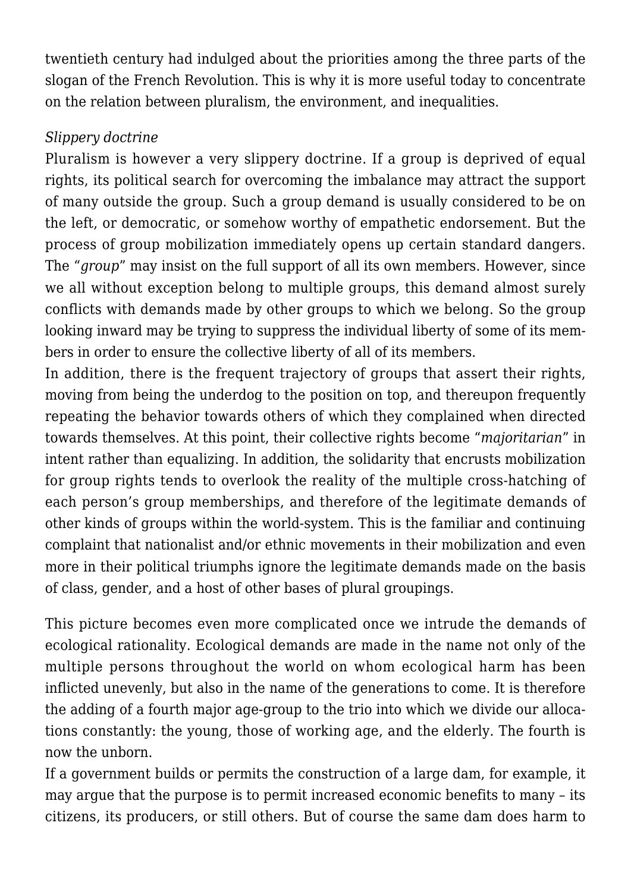twentieth century had indulged about the priorities among the three parts of the slogan of the French Revolution. This is why it is more useful today to concentrate on the relation between pluralism, the environment, and inequalities.

*Slippery doctrine*

Pluralism is however a very slippery doctrine. If a group is deprived of equal rights, its political search for overcoming the imbalance may attract the support of many outside the group. Such a group demand is usually considered to be on the left, or democratic, or somehow worthy of empathetic endorsement. But the process of group mobilization immediately opens up certain standard dangers. The "*group*" may insist on the full support of all its own members. However, since we all without exception belong to multiple groups, this demand almost surely conflicts with demands made by other groups to which we belong. So the group looking inward may be trying to suppress the individual liberty of some of its members in order to ensure the collective liberty of all of its members.

In addition, there is the frequent trajectory of groups that assert their rights, moving from being the underdog to the position on top, and thereupon frequently repeating the behavior towards others of which they complained when directed towards themselves. At this point, their collective rights become "*majoritarian*" in intent rather than equalizing. In addition, the solidarity that encrusts mobilization for group rights tends to overlook the reality of the multiple cross-hatching of each person's group memberships, and therefore of the legitimate demands of other kinds of groups within the world-system. This is the familiar and continuing complaint that nationalist and/or ethnic movements in their mobilization and even more in their political triumphs ignore the legitimate demands made on the basis of class, gender, and a host of other bases of plural groupings.

This picture becomes even more complicated once we intrude the demands of ecological rationality. Ecological demands are made in the name not only of the multiple persons throughout the world on whom ecological harm has been inflicted unevenly, but also in the name of the generations to come. It is therefore the adding of a fourth major age-group to the trio into which we divide our allocations constantly: the young, those of working age, and the elderly. The fourth is now the unborn.

If a government builds or permits the construction of a large dam, for example, it may argue that the purpose is to permit increased economic benefits to many – its citizens, its producers, or still others. But of course the same dam does harm to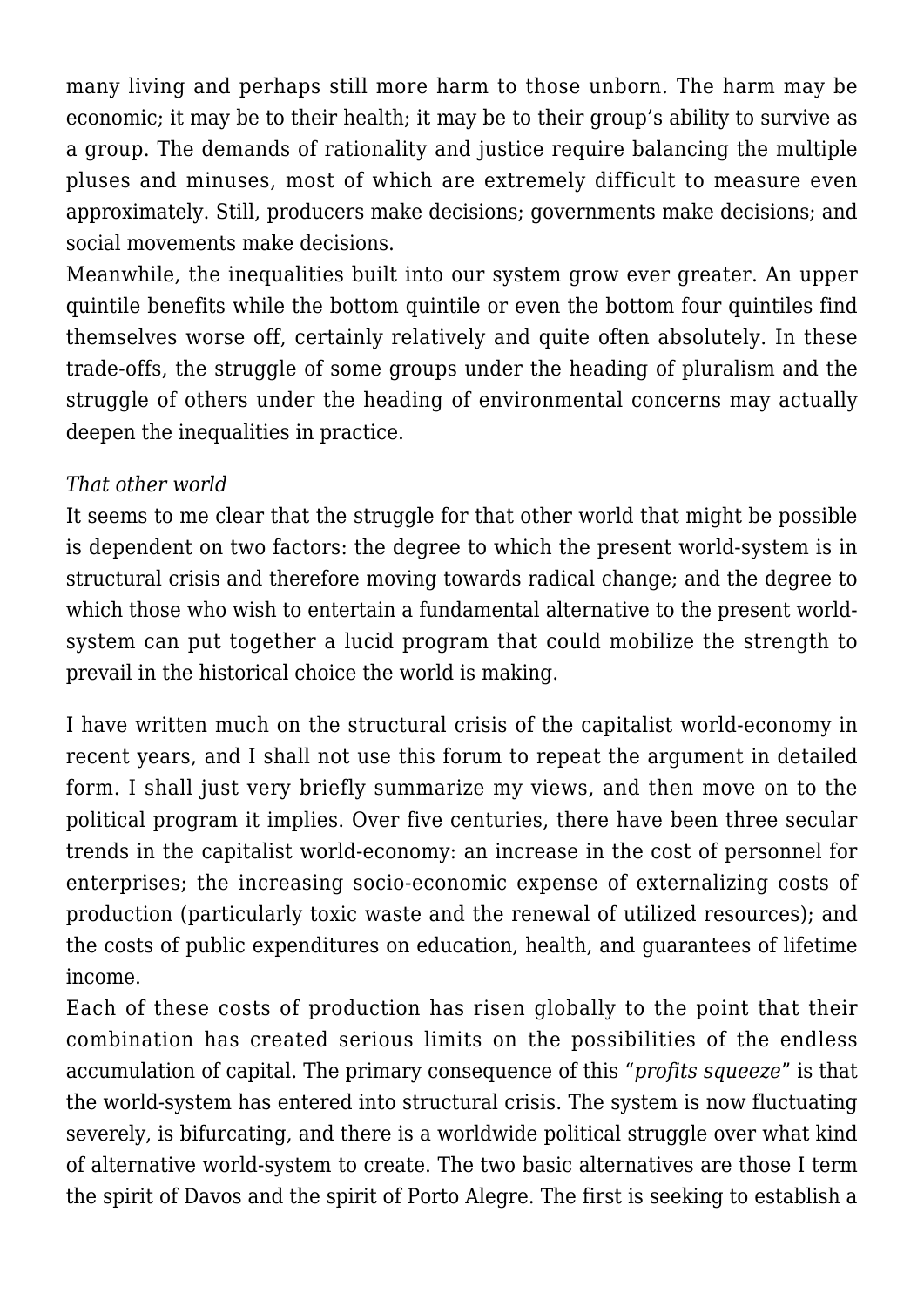many living and perhaps still more harm to those unborn. The harm may be economic; it may be to their health; it may be to their group's ability to survive as a group. The demands of rationality and justice require balancing the multiple pluses and minuses, most of which are extremely difficult to measure even approximately. Still, producers make decisions; governments make decisions; and social movements make decisions.

Meanwhile, the inequalities built into our system grow ever greater. An upper quintile benefits while the bottom quintile or even the bottom four quintiles find themselves worse off, certainly relatively and quite often absolutely. In these trade-offs, the struggle of some groups under the heading of pluralism and the struggle of others under the heading of environmental concerns may actually deepen the inequalities in practice.

*That other world*

It seems to me clear that the struggle for that other world that might be possible is dependent on two factors: the degree to which the present world-system is in structural crisis and therefore moving towards radical change; and the degree to which those who wish to entertain a fundamental alternative to the present world-system can put together a lucid program that could mobilize the strength to prevail in the historical choice the world is making.

I have written much on the structural crisis of the capitalist world-economy in recent years, and I shall not use this forum to repeat the argument in detailed form. I shall just very briefly summarize my views, and then move on to the political program it implies. Over five centuries, there have been three secular trends in the capitalist world-economy: an increase in the cost of personnel for enterprises; the increasing socio-economic expense of externalizing costs of production (particularly toxic waste and the renewal of utilized resources); and the costs of public expenditures on education, health, and guarantees of lifetime income.

Each of these costs of production has risen globally to the point that their combination has created serious limits on the possibilities of the endless accumulation of capital. The primary consequence of this "*profits squeeze*" is that the world-system has entered into structural crisis. The system is now fluctuating severely, is bifurcating, and there is a worldwide political struggle over what kind of alternative world-system to create. The two basic alternatives are those I term the spirit of Davos and the spirit of Porto Alegre. The first is seeking to establish a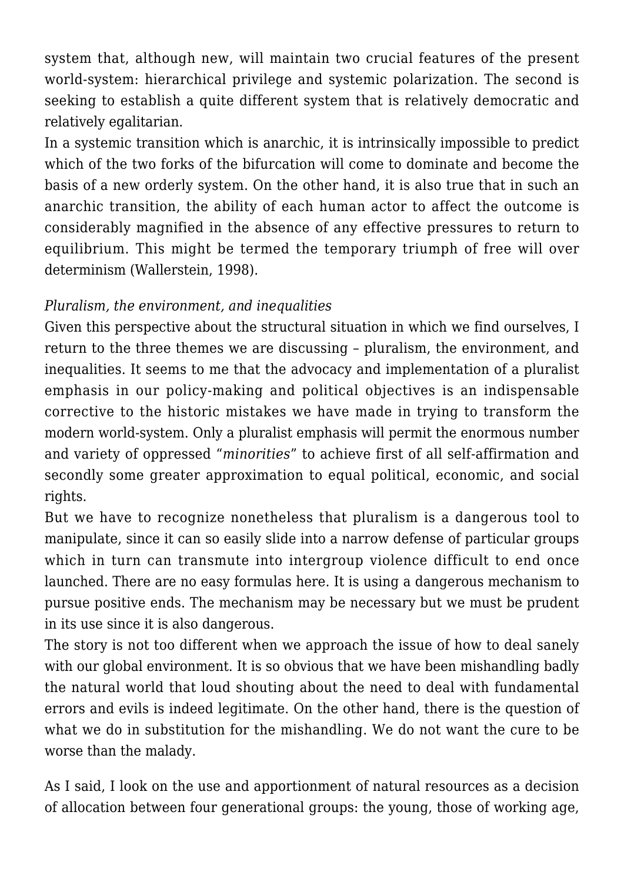system that, although new, will maintain two crucial features of the present world-system: hierarchical privilege and systemic polarization. The second is seeking to establish a quite different system that is relatively democratic and relatively egalitarian.

In a systemic transition which is anarchic, it is intrinsically impossible to predict which of the two forks of the bifurcation will come to dominate and become the basis of a new orderly system. On the other hand, it is also true that in such an anarchic transition, the ability of each human actor to affect the outcome is considerably magnified in the absence of any effective pressures to return to equilibrium. This might be termed the temporary triumph of free will over determinism (Wallerstein, 1998).

*Pluralism, the environment, and inequalities*

Given this perspective about the structural situation in which we find ourselves, I return to the three themes we are discussing – pluralism, the environment, and inequalities. It seems to me that the advocacy and implementation of a pluralist emphasis in our policy-making and political objectives is an indispensable corrective to the historic mistakes we have made in trying to transform the modern world-system. Only a pluralist emphasis will permit the enormous number and variety of oppressed "*minorities*" to achieve first of all self-affirmation and secondly some greater approximation to equal political, economic, and social rights.

But we have to recognize nonetheless that pluralism is a dangerous tool to manipulate, since it can so easily slide into a narrow defense of particular groups which in turn can transmute into intergroup violence difficult to end once launched. There are no easy formulas here. It is using a dangerous mechanism to pursue positive ends. The mechanism may be necessary but we must be prudent in its use since it is also dangerous.

The story is not too different when we approach the issue of how to deal sanely with our global environment. It is so obvious that we have been mishandling badly the natural world that loud shouting about the need to deal with fundamental errors and evils is indeed legitimate. On the other hand, there is the question of what we do in substitution for the mishandling. We do not want the cure to be worse than the malady.

As I said, I look on the use and apportionment of natural resources as a decision of allocation between four generational groups: the young, those of working age,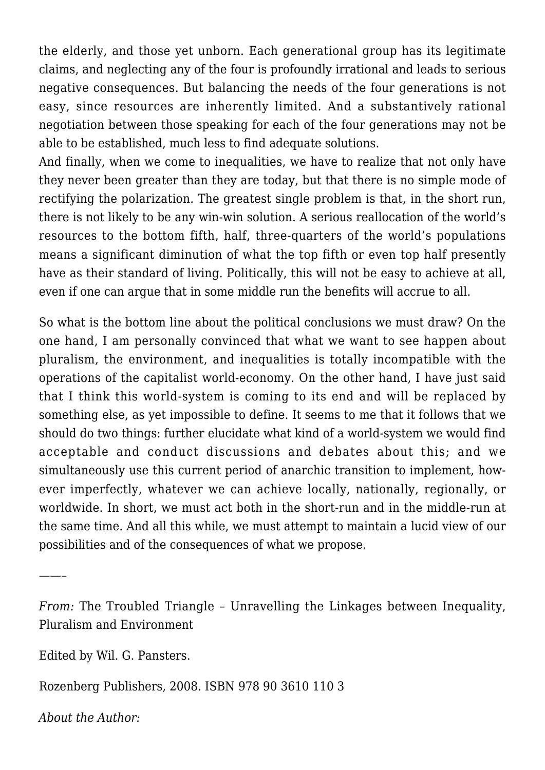the elderly, and those yet unborn. Each generational group has its legitimate claims, and neglecting any of the four is profoundly irrational and leads to serious negative consequences. But balancing the needs of the four generations is not easy, since resources are inherently limited. And a substantively rational negotiation between those speaking for each of the four generations may not be able to be established, much less to find adequate solutions.

And finally, when we come to inequalities, we have to realize that not only have they never been greater than they are today, but that there is no simple mode of rectifying the polarization. The greatest single problem is that, in the short run, there is not likely to be any win-win solution. A serious reallocation of the world's resources to the bottom fifth, half, three-quarters of the world's populations means a significant diminution of what the top fifth or even top half presently have as their standard of living. Politically, this will not be easy to achieve at all, even if one can argue that in some middle run the benefits will accrue to all.

So what is the bottom line about the political conclusions we must draw? On the one hand, I am personally convinced that what we want to see happen about pluralism, the environment, and inequalities is totally incompatible with the operations of the capitalist world-economy. On the other hand, I have just said that I think this world-system is coming to its end and will be replaced by something else, as yet impossible to define. It seems to me that it follows that we should do two things: further elucidate what kind of a world-system we would find acceptable and conduct discussions and debates about this; and we simultaneously use this current period of anarchic transition to implement, however imperfectly, whatever we can achieve locally, nationally, regionally, or worldwide. In short, we must act both in the short-run and in the middle-run at the same time. And all this while, we must attempt to maintain a lucid view of our possibilities and of the consequences of what we propose.

——–

*From:* The Troubled Triangle – Unravelling the Linkages between Inequality, Pluralism and Environment

Edited by Wil. G. Pansters.

Rozenberg Publishers, 2008. ISBN 978 90 3610 110 3

*About the Author:*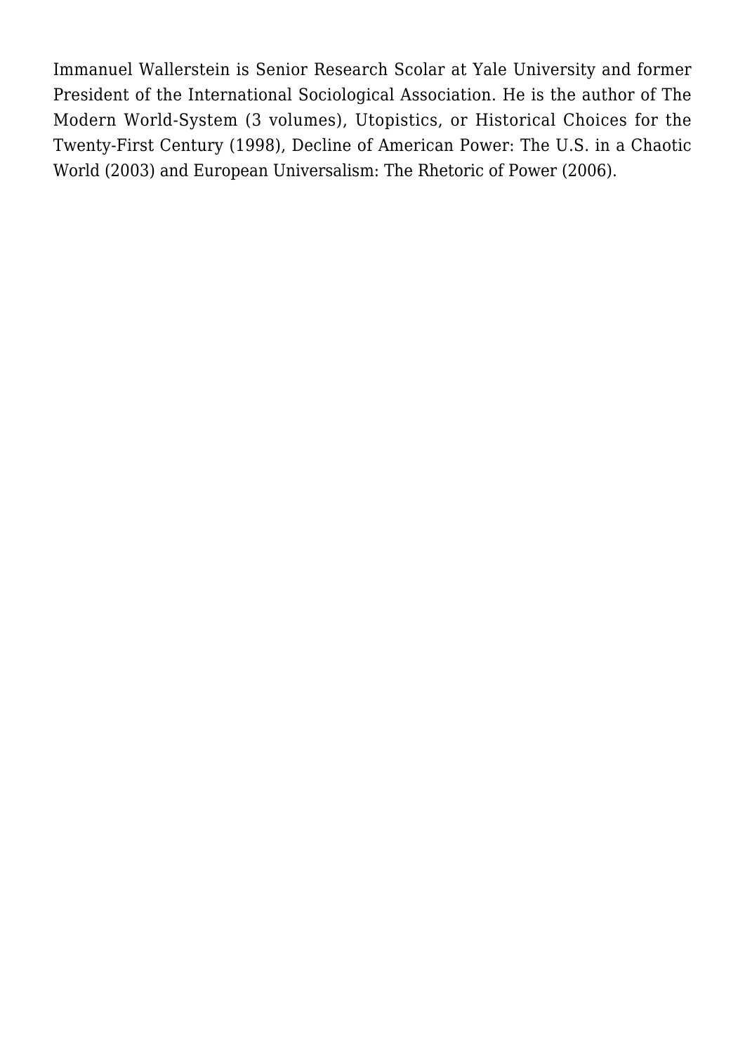Immanuel Wallerstein is Senior Research Scolar at Yale University and former President of the International Sociological Association. He is the author of The Modern World-System (3 volumes), Utopistics, or Historical Choices for the Twenty-First Century (1998), Decline of American Power: The U.S. in a Chaotic World (2003) and European Universalism: The Rhetoric of Power (2006).